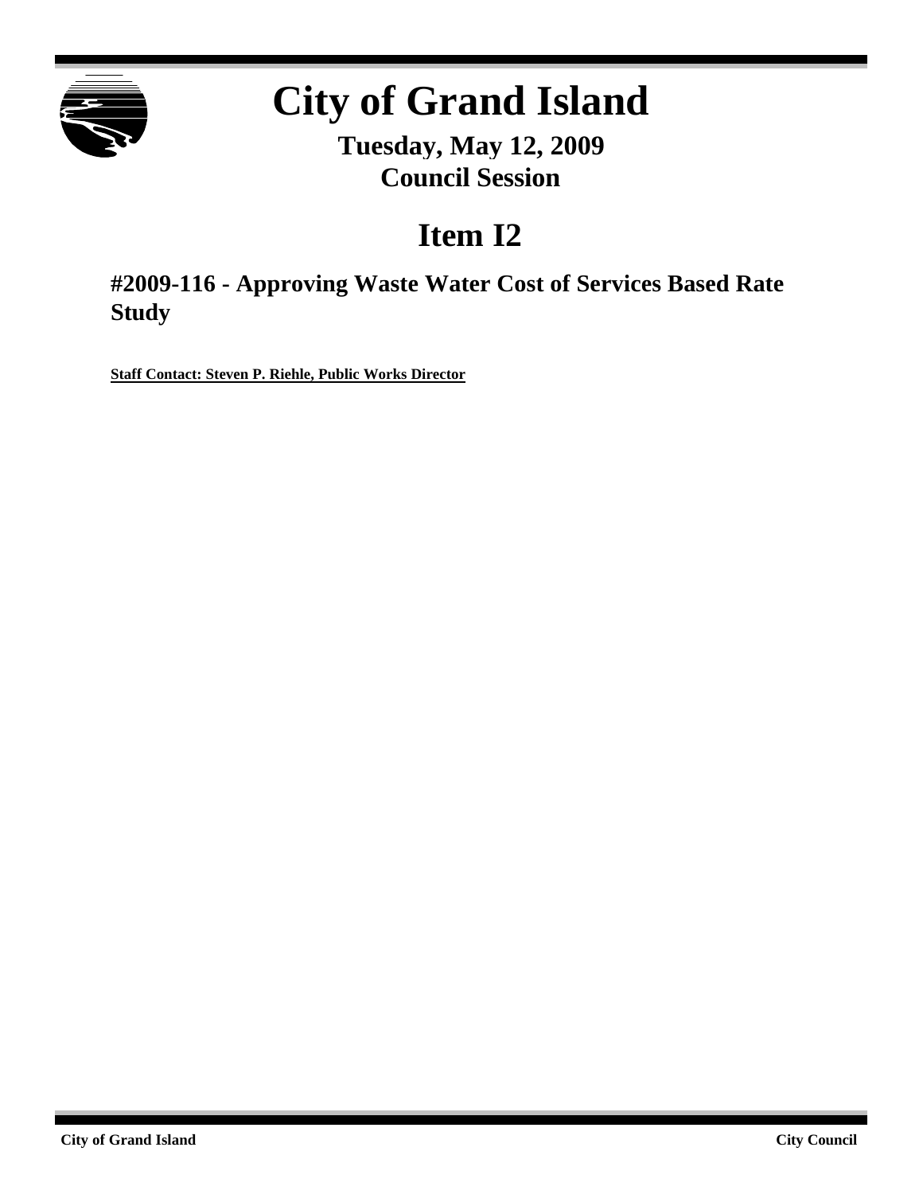# City of Grand Island

**Tuesday, May 12, 2009**
**Council Session**

## Item I2

### #2009-116 - Approving Waste Water Cost of Services Based Rate Study

**Staff Contact: Steven P. Riehle, Public Works Director**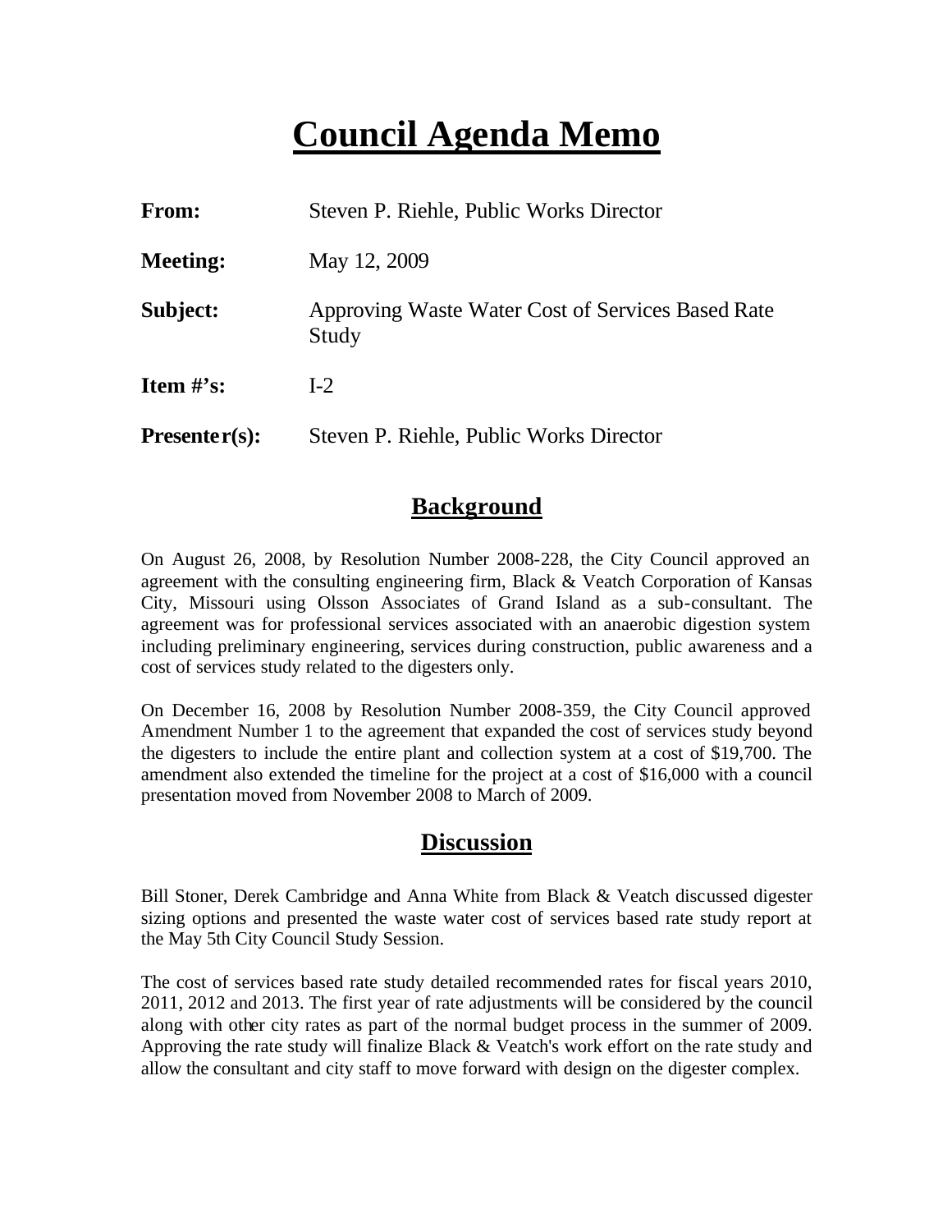# Council Agenda Memo

**From:** Steven P. Riehle, Public Works Director

**Meeting:** May 12, 2009

**Subject:** Approving Waste Water Cost of Services Based Rate Study

**Item #'s:** I-2

**Presenter(s):** Steven P. Riehle, Public Works Director

## Background

On August 26, 2008, by Resolution Number 2008-228, the City Council approved an agreement with the consulting engineering firm, Black & Veatch Corporation of Kansas City, Missouri using Olsson Associates of Grand Island as a sub-consultant. The agreement was for professional services associated with an anaerobic digestion system including preliminary engineering, services during construction, public awareness and a cost of services study related to the digesters only.

On December 16, 2008 by Resolution Number 2008-359, the City Council approved Amendment Number 1 to the agreement that expanded the cost of services study beyond the digesters to include the entire plant and collection system at a cost of $19,700. The amendment also extended the timeline for the project at a cost of $16,000 with a council presentation moved from November 2008 to March of 2009.

## Discussion

Bill Stoner, Derek Cambridge and Anna White from Black & Veatch discussed digester sizing options and presented the waste water cost of services based rate study report at the May 5th City Council Study Session.

The cost of services based rate study detailed recommended rates for fiscal years 2010, 2011, 2012 and 2013. The first year of rate adjustments will be considered by the council along with other city rates as part of the normal budget process in the summer of 2009. Approving the rate study will finalize Black & Veatch's work effort on the rate study and allow the consultant and city staff to move forward with design on the digester complex.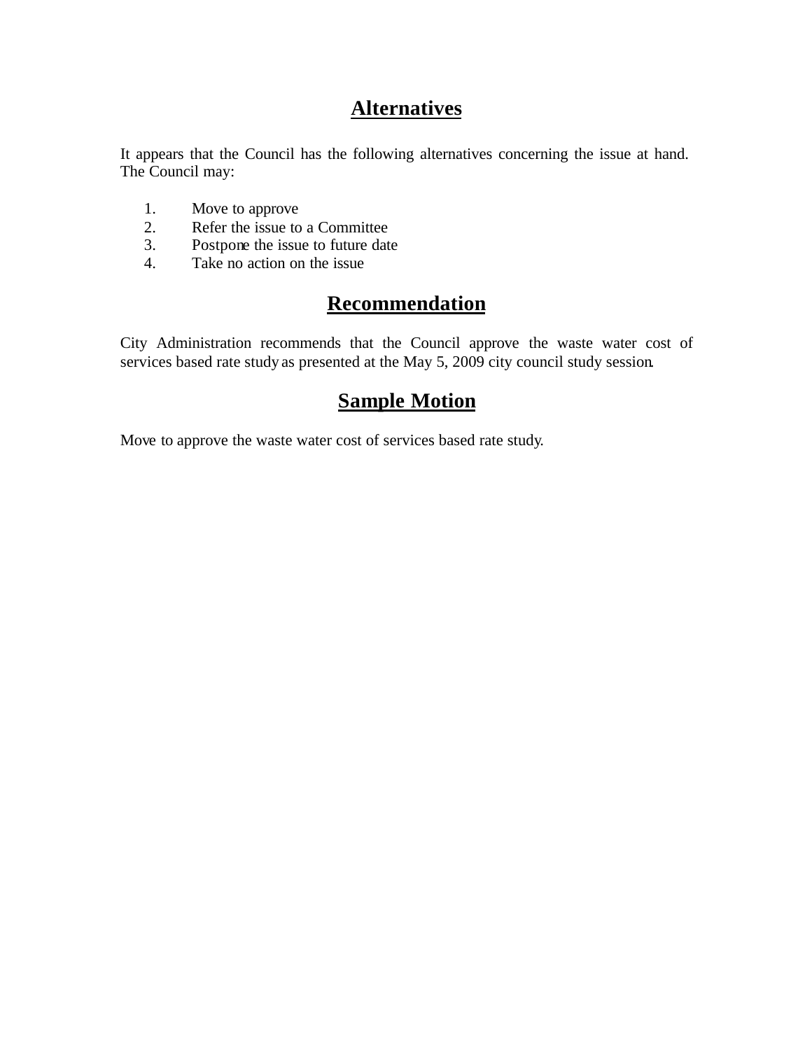## Alternatives

It appears that the Council has the following alternatives concerning the issue at hand. The Council may:

1. Move to approve
2. Refer the issue to a Committee
3. Postpone the issue to future date
4. Take no action on the issue

## Recommendation

City Administration recommends that the Council approve the waste water cost of services based rate study as presented at the May 5, 2009 city council study session.

## Sample Motion

Move to approve the waste water cost of services based rate study.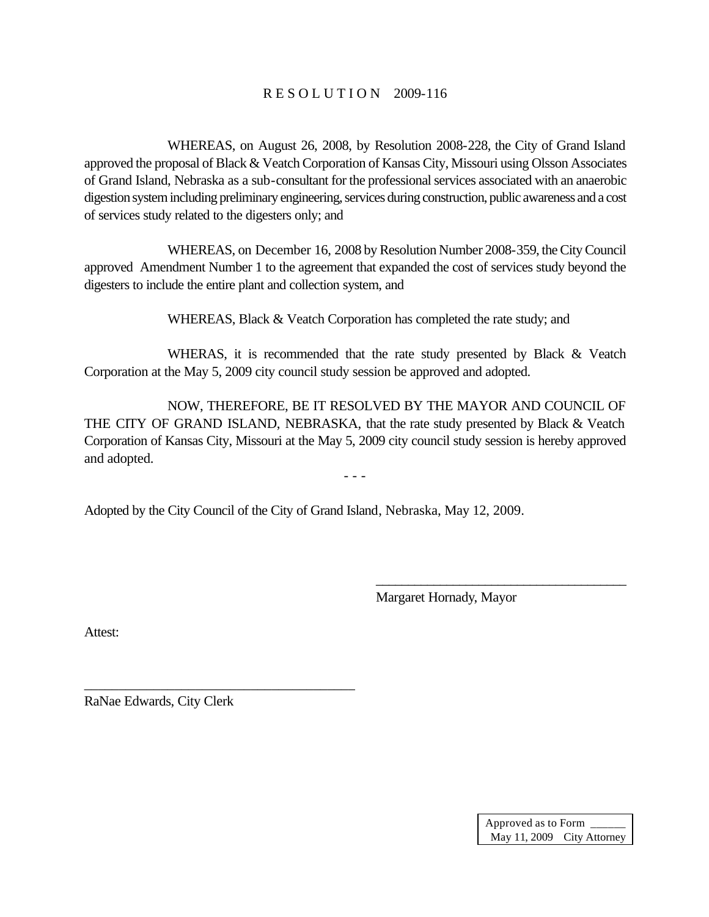# R E S O L U T I O N 2009-116

WHEREAS, on August 26, 2008, by Resolution 2008-228, the City of Grand Island approved the proposal of Black & Veatch Corporation of Kansas City, Missouri using Olsson Associates of Grand Island, Nebraska as a sub-consultant for the professional services associated with an anaerobic digestion system including preliminary engineering, services during construction, public awareness and a cost of services study related to the digesters only; and

WHEREAS, on December 16, 2008 by Resolution Number 2008-359, the City Council approved Amendment Number 1 to the agreement that expanded the cost of services study beyond the digesters to include the entire plant and collection system, and

WHEREAS, Black & Veatch Corporation has completed the rate study; and

WHERAS, it is recommended that the rate study presented by Black & Veatch Corporation at the May 5, 2009 city council study session be approved and adopted.

NOW, THEREFORE, BE IT RESOLVED BY THE MAYOR AND COUNCIL OF THE CITY OF GRAND ISLAND, NEBRASKA, that the rate study presented by Black & Veatch Corporation of Kansas City, Missouri at the May 5, 2009 city council study session is hereby approved and adopted.

- - -

Adopted by the City Council of the City of Grand Island, Nebraska, May 12, 2009.

_____________________________________
Margaret Hornady, Mayor

Attest:

_______________________________________
RaNae Edwards, City Clerk

Approved as to Form ______
May 11, 2009 City Attorney